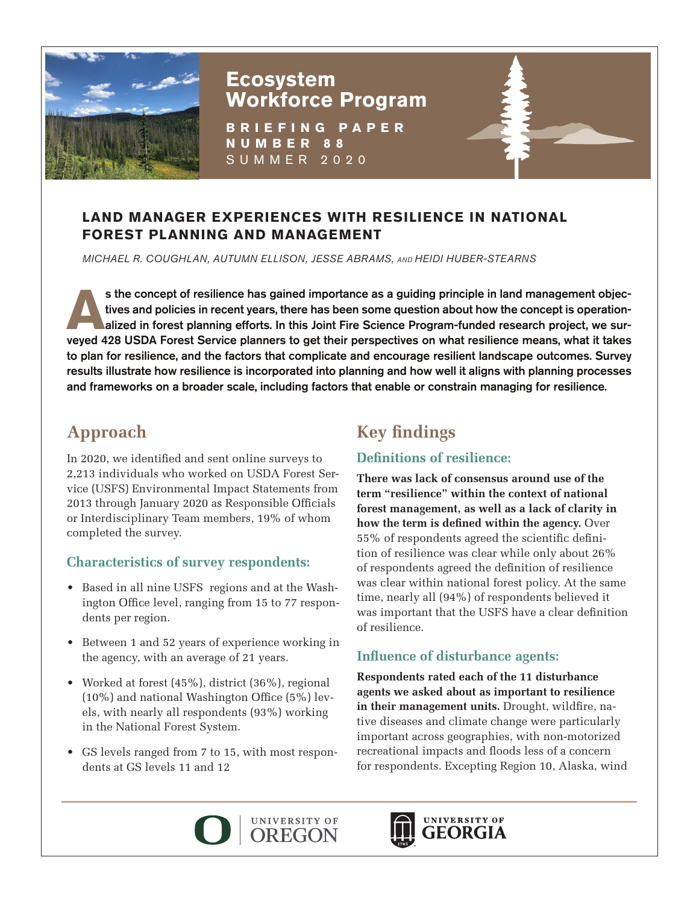# Ecosystem Workforce Program

**BRIEFING PAPER NUMBER 88**
SUMMER 2020

## LAND MANAGER EXPERIENCES WITH RESILIENCE IN NATIONAL FOREST PLANNING AND MANAGEMENT

*MICHAEL R. COUGHLAN, AUTUMN ELLISON, JESSE ABRAMS, AND HEIDI HUBER-STEARNS*

**As the concept of resilience has gained importance as a guiding principle in land management objectives and policies in recent years, there has been some question about how the concept is operationalized in forest planning efforts. In this Joint Fire Science Program-funded research project, we surveyed 428 USDA Forest Service planners to get their perspectives on what resilience means, what it takes to plan for resilience, and the factors that complicate and encourage resilient landscape outcomes. Survey results illustrate how resilience is incorporated into planning and how well it aligns with planning processes and frameworks on a broader scale, including factors that enable or constrain managing for resilience.**

## Approach

In 2020, we identified and sent online surveys to 2,213 individuals who worked on USDA Forest Service (USFS) Environmental Impact Statements from 2013 through January 2020 as Responsible Officials or Interdisciplinary Team members, 19% of whom completed the survey.

### Characteristics of survey respondents:

- Based in all nine USFS regions and at the Washington Office level, ranging from 15 to 77 respondents per region.
- Between 1 and 52 years of experience working in the agency, with an average of 21 years.
- Worked at forest (45%), district (36%), regional (10%) and national Washington Office (5%) levels, with nearly all respondents (93%) working in the National Forest System.
- GS levels ranged from 7 to 15, with most respondents at GS levels 11 and 12

## Key findings

### Definitions of resilience:

**There was lack of consensus around use of the term "resilience" within the context of national forest management, as well as a lack of clarity in how the term is defined within the agency.** Over 55% of respondents agreed the scientific definition of resilience was clear while only about 26% of respondents agreed the definition of resilience was clear within national forest policy. At the same time, nearly all (94%) of respondents believed it was important that the USFS have a clear definition of resilience.

### Influence of disturbance agents:

**Respondents rated each of the 11 disturbance agents we asked about as important to resilience in their management units.** Drought, wildfire, native diseases and climate change were particularly important across geographies, with non-motorized recreational impacts and floods less of a concern for respondents. Excepting Region 10, Alaska, wind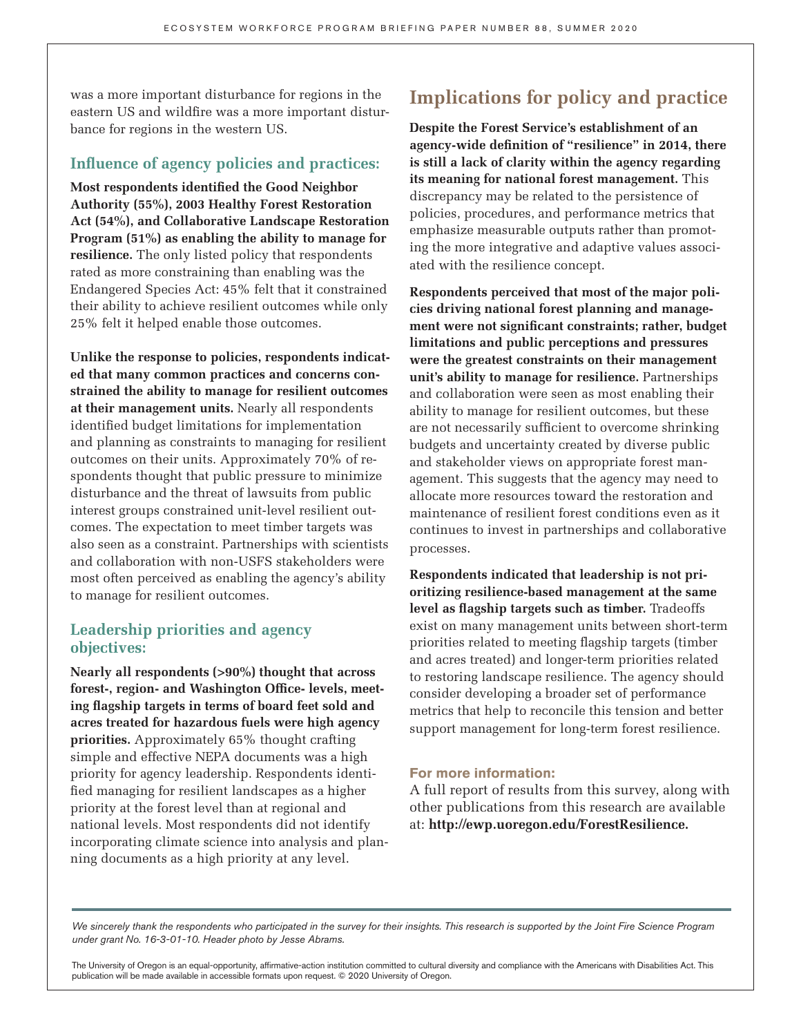was a more important disturbance for regions in the eastern US and wildfire was a more important disturbance for regions in the western US.

### Influence of agency policies and practices:

**Most respondents identified the Good Neighbor Authority (55%), 2003 Healthy Forest Restoration Act (54%), and Collaborative Landscape Restoration Program (51%) as enabling the ability to manage for resilience.** The only listed policy that respondents rated as more constraining than enabling was the Endangered Species Act: 45% felt that it constrained their ability to achieve resilient outcomes while only 25% felt it helped enable those outcomes.

**Unlike the response to policies, respondents indicated that many common practices and concerns constrained the ability to manage for resilient outcomes at their management units.** Nearly all respondents identified budget limitations for implementation and planning as constraints to managing for resilient outcomes on their units. Approximately 70% of respondents thought that public pressure to minimize disturbance and the threat of lawsuits from public interest groups constrained unit-level resilient outcomes. The expectation to meet timber targets was also seen as a constraint. Partnerships with scientists and collaboration with non-USFS stakeholders were most often perceived as enabling the agency's ability to manage for resilient outcomes.

### Leadership priorities and agency objectives:

**Nearly all respondents (>90%) thought that across forest-, region- and Washington Office- levels, meeting flagship targets in terms of board feet sold and acres treated for hazardous fuels were high agency priorities.** Approximately 65% thought crafting simple and effective NEPA documents was a high priority for agency leadership. Respondents identified managing for resilient landscapes as a higher priority at the forest level than at regional and national levels. Most respondents did not identify incorporating climate science into analysis and planning documents as a high priority at any level.

## Implications for policy and practice

**Despite the Forest Service's establishment of an agency-wide definition of "resilience" in 2014, there is still a lack of clarity within the agency regarding its meaning for national forest management.** This discrepancy may be related to the persistence of policies, procedures, and performance metrics that emphasize measurable outputs rather than promoting the more integrative and adaptive values associated with the resilience concept.

**Respondents perceived that most of the major policies driving national forest planning and management were not significant constraints; rather, budget limitations and public perceptions and pressures were the greatest constraints on their management unit's ability to manage for resilience.** Partnerships and collaboration were seen as most enabling their ability to manage for resilient outcomes, but these are not necessarily sufficient to overcome shrinking budgets and uncertainty created by diverse public and stakeholder views on appropriate forest management. This suggests that the agency may need to allocate more resources toward the restoration and maintenance of resilient forest conditions even as it continues to invest in partnerships and collaborative processes.

**Respondents indicated that leadership is not prioritizing resilience-based management at the same level as flagship targets such as timber.** Tradeoffs exist on many management units between short-term priorities related to meeting flagship targets (timber and acres treated) and longer-term priorities related to restoring landscape resilience. The agency should consider developing a broader set of performance metrics that help to reconcile this tension and better support management for long-term forest resilience.

#### For more information:

A full report of results from this survey, along with other publications from this research are available at: **http://ewp.uoregon.edu/ForestResilience.**

*We sincerely thank the respondents who participated in the survey for their insights. This research is supported by the Joint Fire Science Program under grant No. 16-3-01-10. Header photo by Jesse Abrams.*

The University of Oregon is an equal-opportunity, affirmative-action institution committed to cultural diversity and compliance with the Americans with Disabilities Act. This publication will be made available in accessible formats upon request. © 2020 University of Oregon.